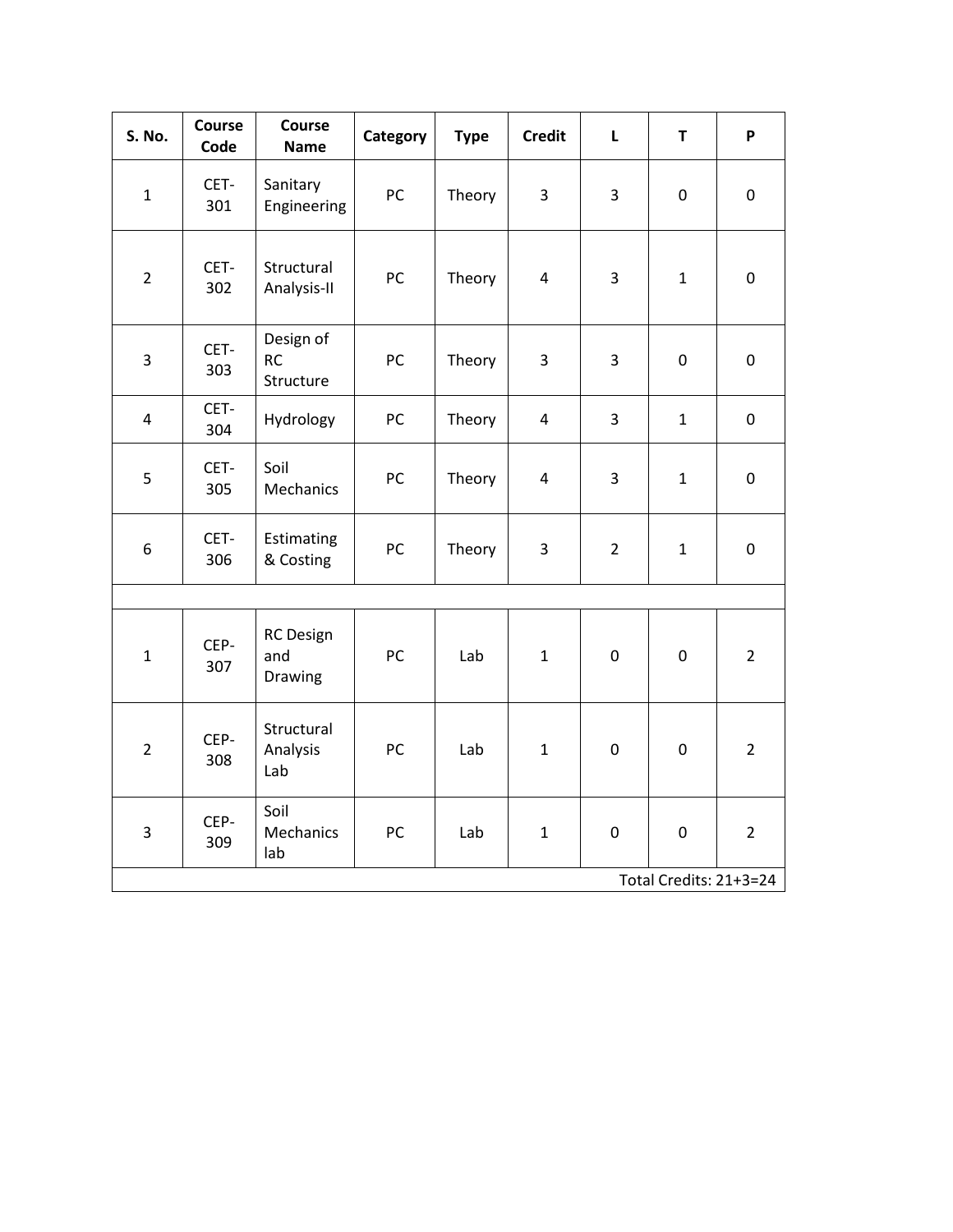| S. No. | Course Code | Course Name | Category | Type | Credit | L | T | P |
|---|---|---|---|---|---|---|---|---|
| 1 | CET-301 | Sanitary Engineering | PC | Theory | 3 | 3 | 0 | 0 |
| 2 | CET-302 | Structural Analysis-II | PC | Theory | 4 | 3 | 1 | 0 |
| 3 | CET-303 | Design of RC Structure | PC | Theory | 3 | 3 | 0 | 0 |
| 4 | CET-304 | Hydrology | PC | Theory | 4 | 3 | 1 | 0 |
| 5 | CET-305 | Soil Mechanics | PC | Theory | 4 | 3 | 1 | 0 |
| 6 | CET-306 | Estimating & Costing | PC | Theory | 3 | 2 | 1 | 0 |
| | | | | | | | | |
| 1 | CEP-307 | RC Design and Drawing | PC | Lab | 1 | 0 | 0 | 2 |
| 2 | CEP-308 | Structural Analysis Lab | PC | Lab | 1 | 0 | 0 | 2 |
| 3 | CEP-309 | Soil Mechanics lab | PC | Lab | 1 | 0 | 0 | 2 |
| | | | | | | | | Total Credits: 21+3=24 |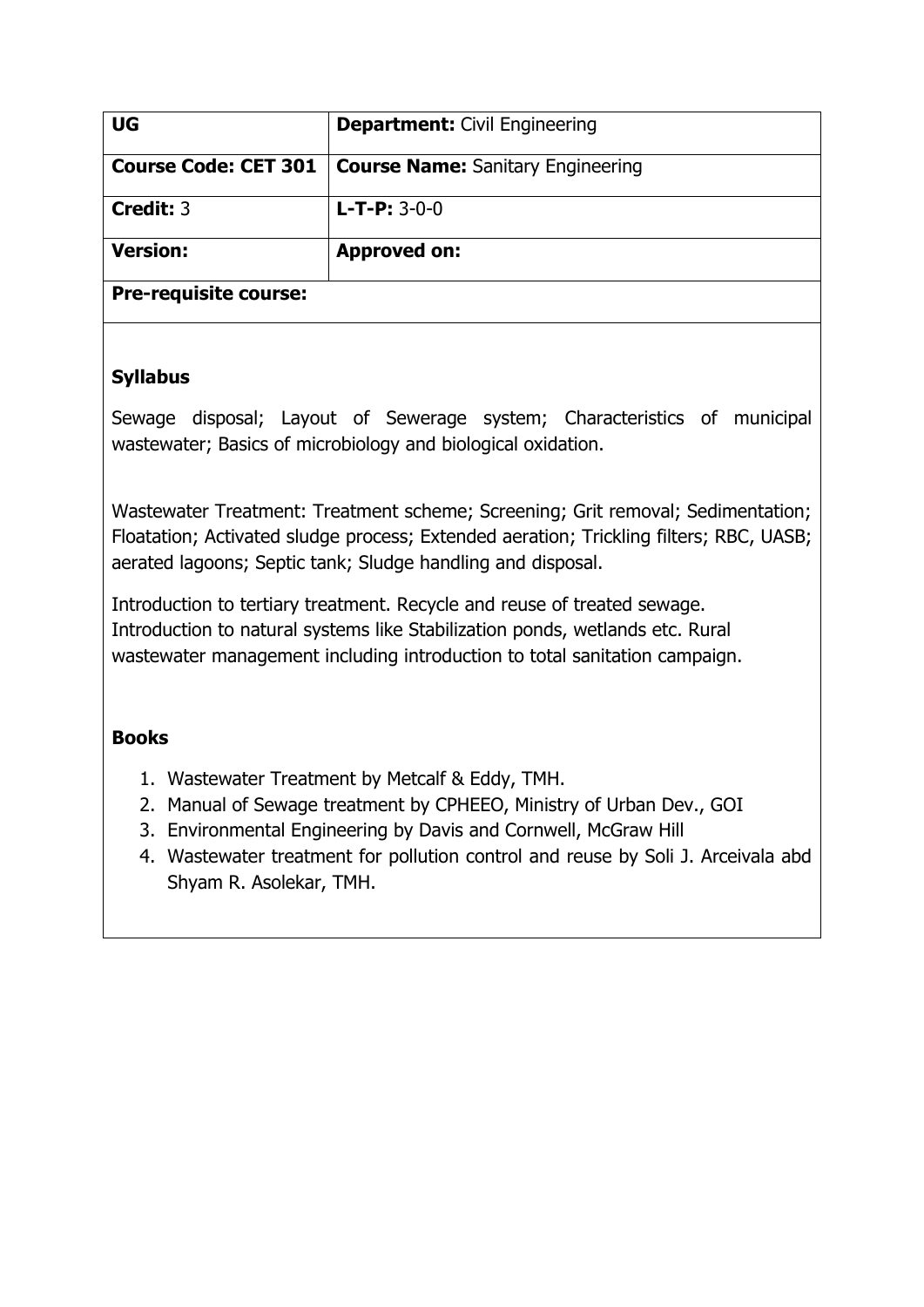| UG | **Department:** Civil Engineering |
|---|---|
| **Course Code: CET 301** | **Course Name:** Sanitary Engineering |
| **Credit:** 3 | **L-T-P:** 3-0-0 |
| **Version:** | **Approved on:** |
| **Pre-requisite course:** | |

## Syllabus

Sewage disposal; Layout of Sewerage system; Characteristics of municipal wastewater; Basics of microbiology and biological oxidation.

Wastewater Treatment: Treatment scheme; Screening; Grit removal; Sedimentation; Floatation; Activated sludge process; Extended aeration; Trickling filters; RBC, UASB; aerated lagoons; Septic tank; Sludge handling and disposal.

Introduction to tertiary treatment. Recycle and reuse of treated sewage. Introduction to natural systems like Stabilization ponds, wetlands etc. Rural wastewater management including introduction to total sanitation campaign.

## Books

1. Wastewater Treatment by Metcalf & Eddy, TMH.
2. Manual of Sewage treatment by CPHEEO, Ministry of Urban Dev., GOI
3. Environmental Engineering by Davis and Cornwell, McGraw Hill
4. Wastewater treatment for pollution control and reuse by Soli J. Arceivala abd Shyam R. Asolekar, TMH.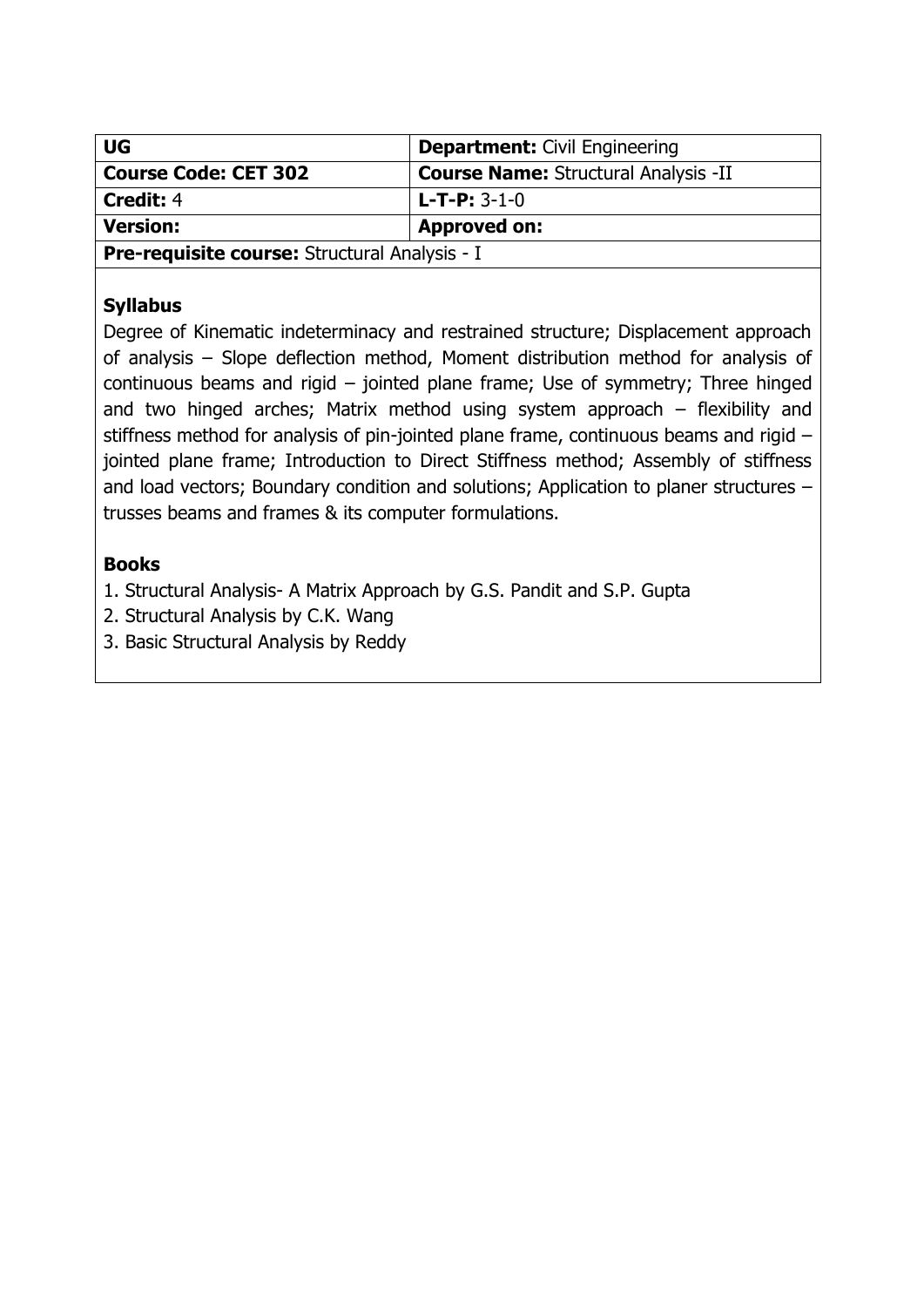| **UG** | **Department:** Civil Engineering |
|---|---|
| **Course Code: CET 302** | **Course Name:** Structural Analysis -II |
| **Credit:** 4 | **L-T-P:** 3-1-0 |
| **Version:** | **Approved on:** |
| **Pre-requisite course:** Structural Analysis - I | |

## Syllabus

Degree of Kinematic indeterminacy and restrained structure; Displacement approach of analysis – Slope deflection method, Moment distribution method for analysis of continuous beams and rigid – jointed plane frame; Use of symmetry; Three hinged and two hinged arches; Matrix method using system approach – flexibility and stiffness method for analysis of pin-jointed plane frame, continuous beams and rigid – jointed plane frame; Introduction to Direct Stiffness method; Assembly of stiffness and load vectors; Boundary condition and solutions; Application to planer structures – trusses beams and frames & its computer formulations.

## Books

1. Structural Analysis- A Matrix Approach by G.S. Pandit and S.P. Gupta
2. Structural Analysis by C.K. Wang
3. Basic Structural Analysis by Reddy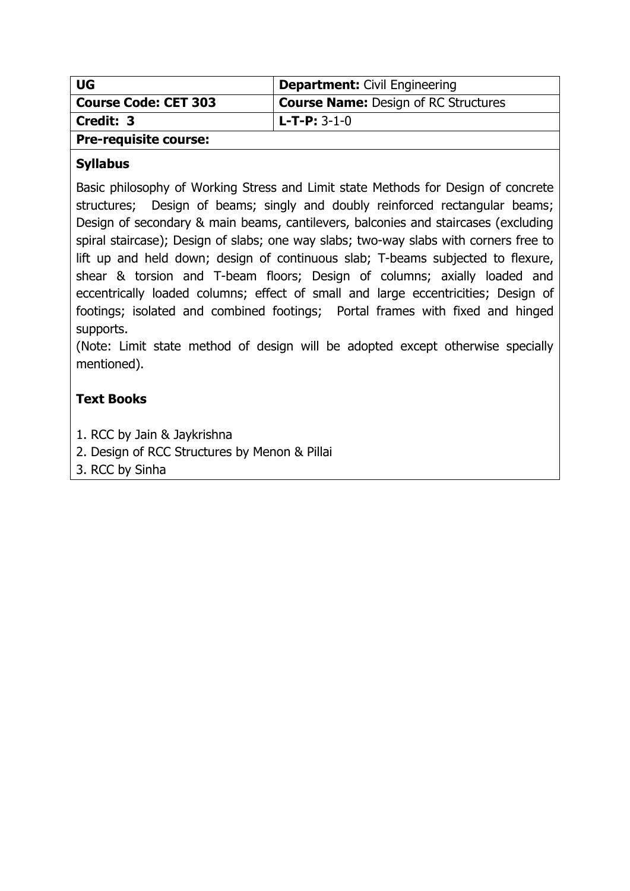| UG | **Department:** Civil Engineering |
| --- | --- |
| **Course Code: CET 303** | **Course Name:** Design of RC Structures |
| **Credit: 3** | **L-T-P:** 3-1-0 |
| **Pre-requisite course:** | |

**Syllabus**

Basic philosophy of Working Stress and Limit state Methods for Design of concrete structures; Design of beams; singly and doubly reinforced rectangular beams; Design of secondary & main beams, cantilevers, balconies and staircases (excluding spiral staircase); Design of slabs; one way slabs; two-way slabs with corners free to lift up and held down; design of continuous slab; T-beams subjected to flexure, shear & torsion and T-beam floors; Design of columns; axially loaded and eccentrically loaded columns; effect of small and large eccentricities; Design of footings; isolated and combined footings; Portal frames with fixed and hinged supports.

(Note: Limit state method of design will be adopted except otherwise specially mentioned).

**Text Books**

1. RCC by Jain & Jaykrishna
2. Design of RCC Structures by Menon & Pillai
3. RCC by Sinha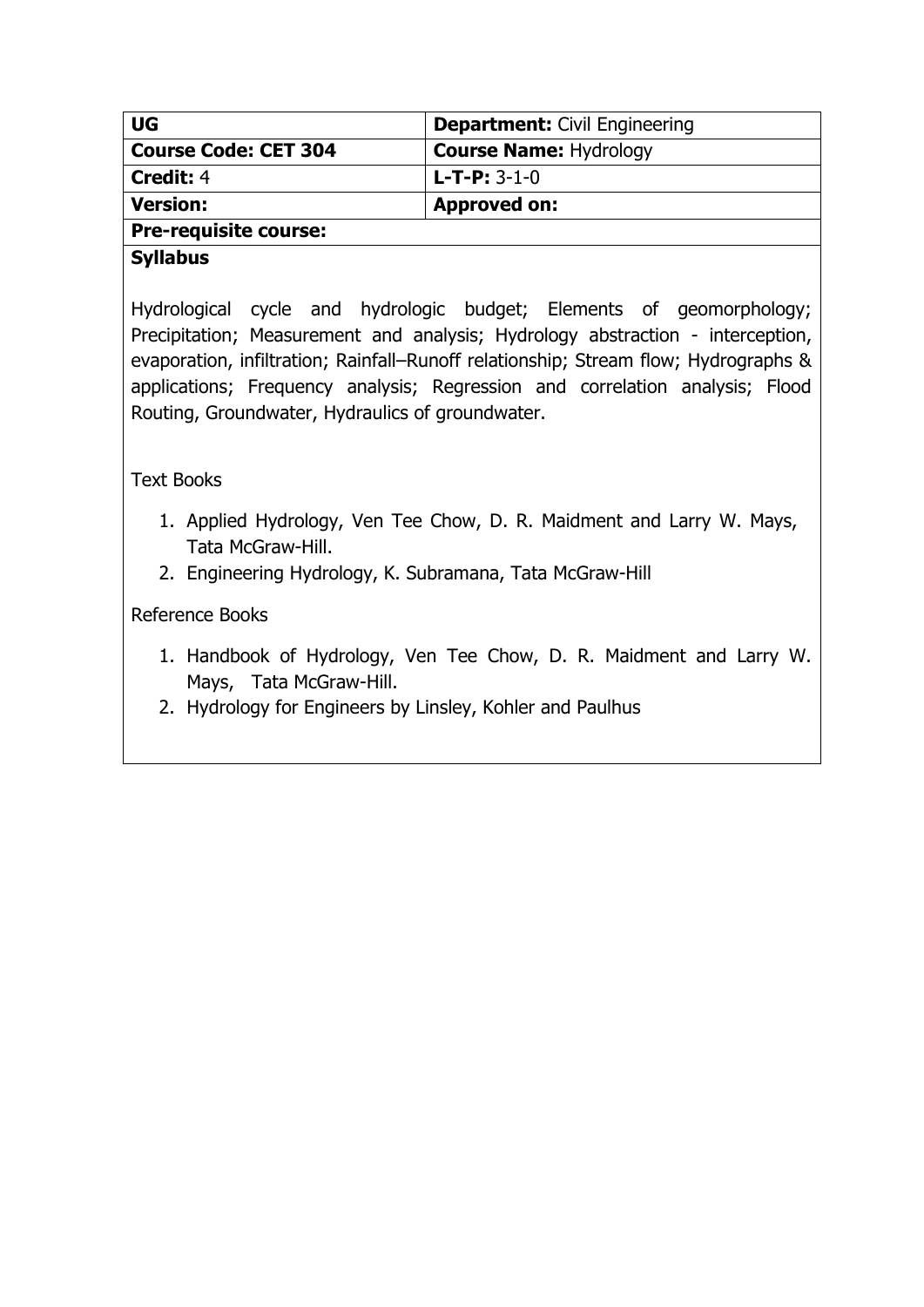| UG | **Department:** Civil Engineering |
| --- | --- |
| **Course Code: CET 304** | **Course Name:** Hydrology |
| **Credit:** 4 | **L-T-P:** 3-1-0 |
| **Version:** | **Approved on:** |
| **Pre-requisite course:** | |

**Syllabus**

Hydrological cycle and hydrologic budget; Elements of geomorphology; Precipitation; Measurement and analysis; Hydrology abstraction - interception, evaporation, infiltration; Rainfall–Runoff relationship; Stream flow; Hydrographs & applications; Frequency analysis; Regression and correlation analysis; Flood Routing, Groundwater, Hydraulics of groundwater.

Text Books

1. Applied Hydrology, Ven Tee Chow, D. R. Maidment and Larry W. Mays, Tata McGraw-Hill.
2. Engineering Hydrology, K. Subramana, Tata McGraw-Hill

Reference Books

1. Handbook of Hydrology, Ven Tee Chow, D. R. Maidment and Larry W. Mays, Tata McGraw-Hill.
2. Hydrology for Engineers by Linsley, Kohler and Paulhus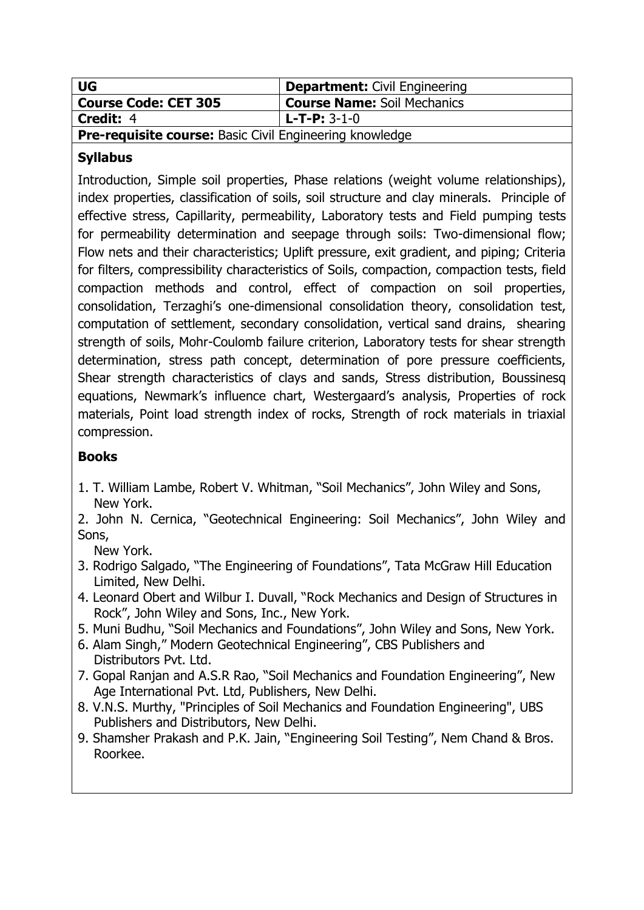| UG | **Department:** Civil Engineering |
|---|---|
| **Course Code: CET 305** | **Course Name:** Soil Mechanics |
| **Credit:** 4 | **L-T-P:** 3-1-0 |
| **Pre-requisite course:** Basic Civil Engineering knowledge | |

## Syllabus

Introduction, Simple soil properties, Phase relations (weight volume relationships), index properties, classification of soils, soil structure and clay minerals. Principle of effective stress, Capillarity, permeability, Laboratory tests and Field pumping tests for permeability determination and seepage through soils: Two-dimensional flow; Flow nets and their characteristics; Uplift pressure, exit gradient, and piping; Criteria for filters, compressibility characteristics of Soils, compaction, compaction tests, field compaction methods and control, effect of compaction on soil properties, consolidation, Terzaghi's one-dimensional consolidation theory, consolidation test, computation of settlement, secondary consolidation, vertical sand drains, shearing strength of soils, Mohr-Coulomb failure criterion, Laboratory tests for shear strength determination, stress path concept, determination of pore pressure coefficients, Shear strength characteristics of clays and sands, Stress distribution, Boussinesq equations, Newmark's influence chart, Westergaard's analysis, Properties of rock materials, Point load strength index of rocks, Strength of rock materials in triaxial compression.

## Books

1. T. William Lambe, Robert V. Whitman, "Soil Mechanics", John Wiley and Sons, New York.
2. John N. Cernica, "Geotechnical Engineering: Soil Mechanics", John Wiley and Sons, New York.
3. Rodrigo Salgado, "The Engineering of Foundations", Tata McGraw Hill Education Limited, New Delhi.
4. Leonard Obert and Wilbur I. Duvall, "Rock Mechanics and Design of Structures in Rock", John Wiley and Sons, Inc., New York.
5. Muni Budhu, "Soil Mechanics and Foundations", John Wiley and Sons, New York.
6. Alam Singh," Modern Geotechnical Engineering", CBS Publishers and Distributors Pvt. Ltd.
7. Gopal Ranjan and A.S.R Rao, "Soil Mechanics and Foundation Engineering", New Age International Pvt. Ltd, Publishers, New Delhi.
8. V.N.S. Murthy, "Principles of Soil Mechanics and Foundation Engineering", UBS Publishers and Distributors, New Delhi.
9. Shamsher Prakash and P.K. Jain, "Engineering Soil Testing", Nem Chand & Bros. Roorkee.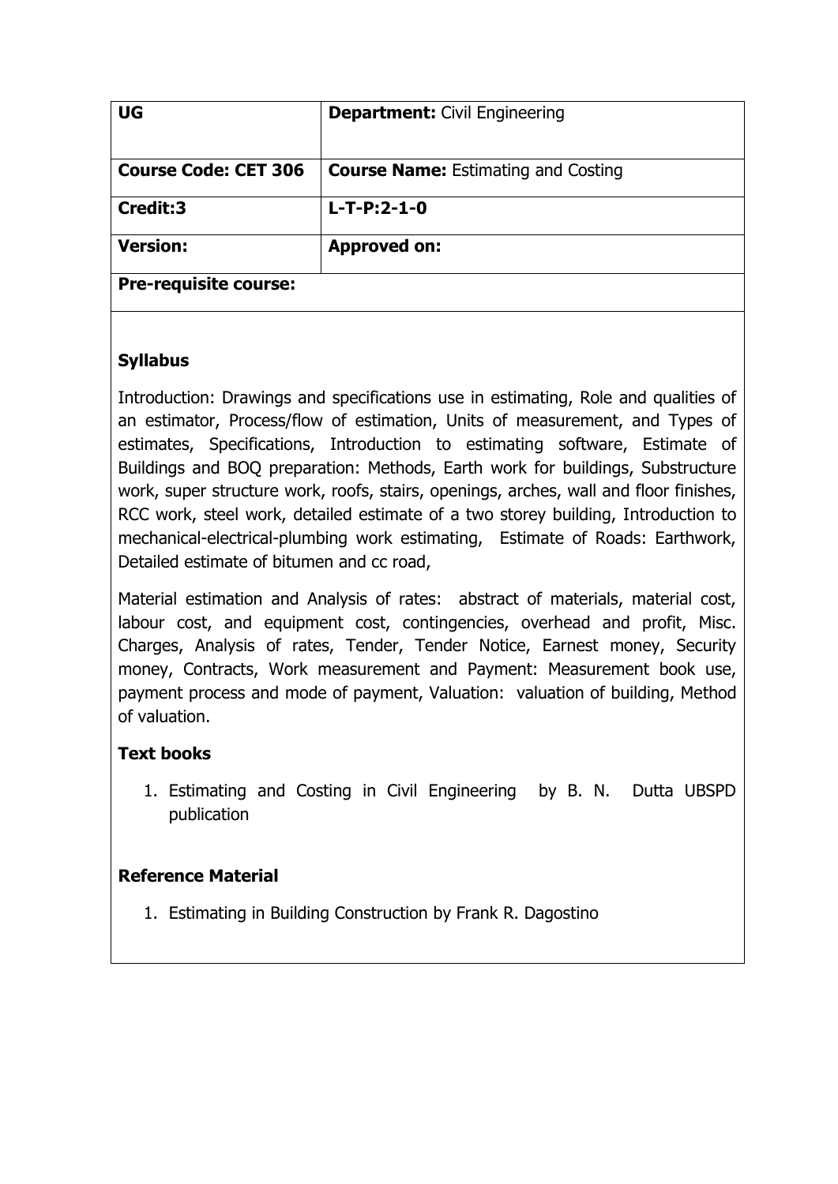| UG | **Department:** Civil Engineering |
| --- | --- |
| **Course Code: CET 306** | **Course Name:** Estimating and Costing |
| **Credit:3** | **L-T-P:2-1-0** |
| **Version:** | **Approved on:** |
| **Pre-requisite course:** | |

### Syllabus

Introduction: Drawings and specifications use in estimating, Role and qualities of an estimator, Process/flow of estimation, Units of measurement, and Types of estimates, Specifications, Introduction to estimating software, Estimate of Buildings and BOQ preparation: Methods, Earth work for buildings, Substructure work, super structure work, roofs, stairs, openings, arches, wall and floor finishes, RCC work, steel work, detailed estimate of a two storey building, Introduction to mechanical-electrical-plumbing work estimating, Estimate of Roads: Earthwork, Detailed estimate of bitumen and cc road,

Material estimation and Analysis of rates: abstract of materials, material cost, labour cost, and equipment cost, contingencies, overhead and profit, Misc. Charges, Analysis of rates, Tender, Tender Notice, Earnest money, Security money, Contracts, Work measurement and Payment: Measurement book use, payment process and mode of payment, Valuation: valuation of building, Method of valuation.

### Text books

1. Estimating and Costing in Civil Engineering by B. N. Dutta UBSPD publication

### Reference Material

1. Estimating in Building Construction by Frank R. Dagostino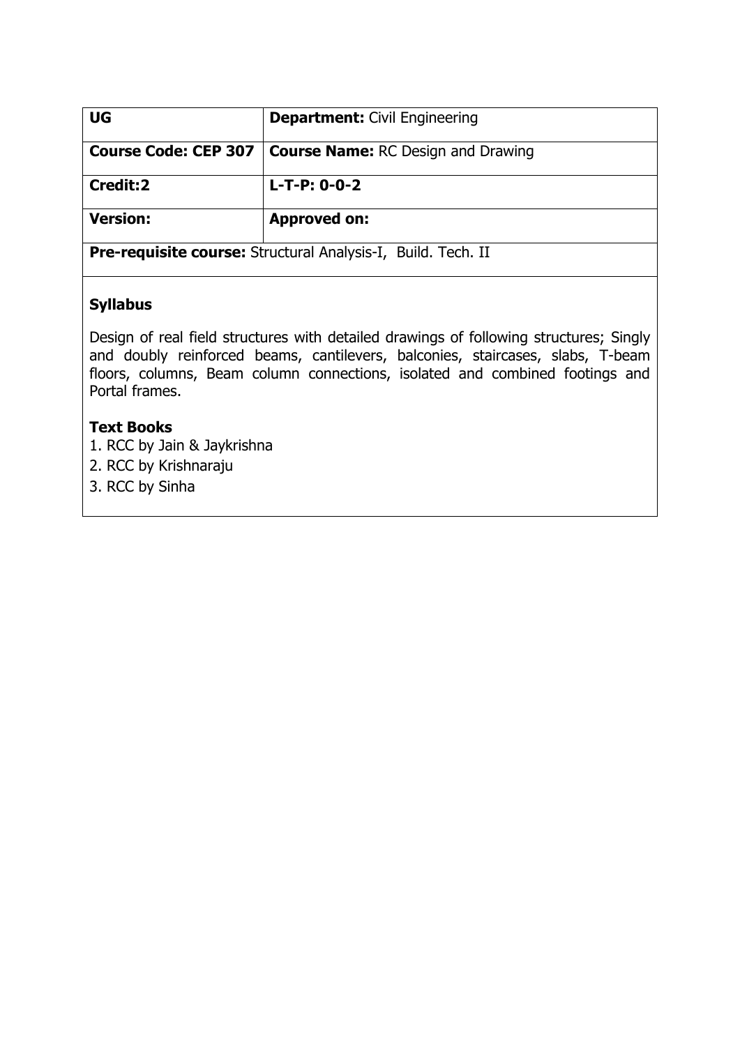| UG | **Department:** Civil Engineering |
| --- | --- |
| **Course Code: CEP 307** | **Course Name:** RC Design and Drawing |
| **Credit:2** | **L-T-P: 0-0-2** |
| **Version:** | **Approved on:** |
| **Pre-requisite course:** Structural Analysis-I, Build. Tech. II | |

**Syllabus**

Design of real field structures with detailed drawings of following structures; Singly and doubly reinforced beams, cantilevers, balconies, staircases, slabs, T-beam floors, columns, Beam column connections, isolated and combined footings and Portal frames.

**Text Books**

1. RCC by Jain & Jaykrishna
2. RCC by Krishnaraju
3. RCC by Sinha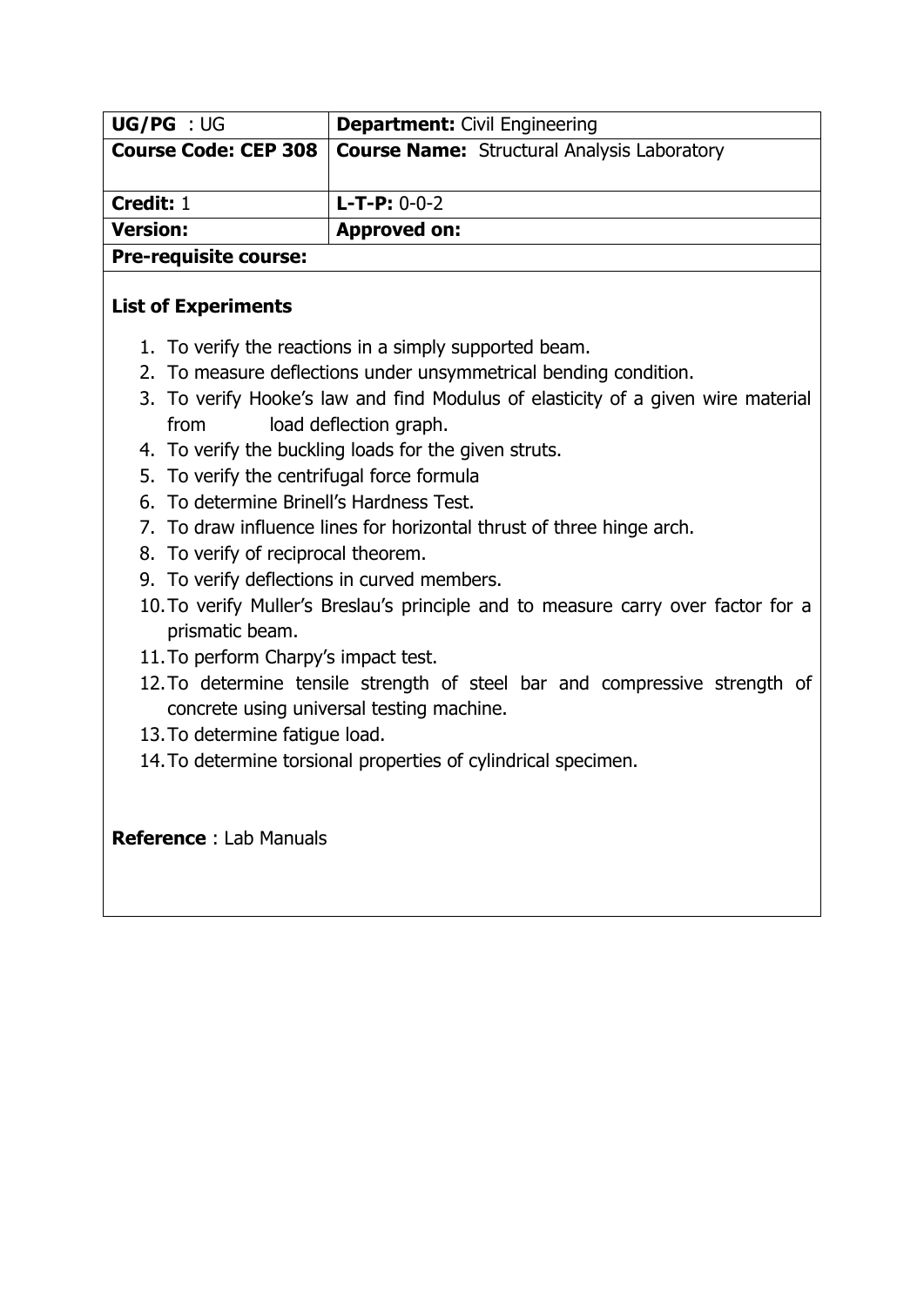| UG/PG : UG | Department: Civil Engineering |
| --- | --- |
| Course Code: CEP 308 | Course Name: Structural Analysis Laboratory |
| Credit: 1 | L-T-P: 0-0-2 |
| Version: | Approved on: |
| Pre-requisite course: | |

**List of Experiments**

1. To verify the reactions in a simply supported beam.
2. To measure deflections under unsymmetrical bending condition.
3. To verify Hooke's law and find Modulus of elasticity of a given wire material from load deflection graph.
4. To verify the buckling loads for the given struts.
5. To verify the centrifugal force formula
6. To determine Brinell's Hardness Test.
7. To draw influence lines for horizontal thrust of three hinge arch.
8. To verify of reciprocal theorem.
9. To verify deflections in curved members.
10. To verify Muller's Breslau's principle and to measure carry over factor for a prismatic beam.
11. To perform Charpy's impact test.
12. To determine tensile strength of steel bar and compressive strength of concrete using universal testing machine.
13. To determine fatigue load.
14. To determine torsional properties of cylindrical specimen.

**Reference** : Lab Manuals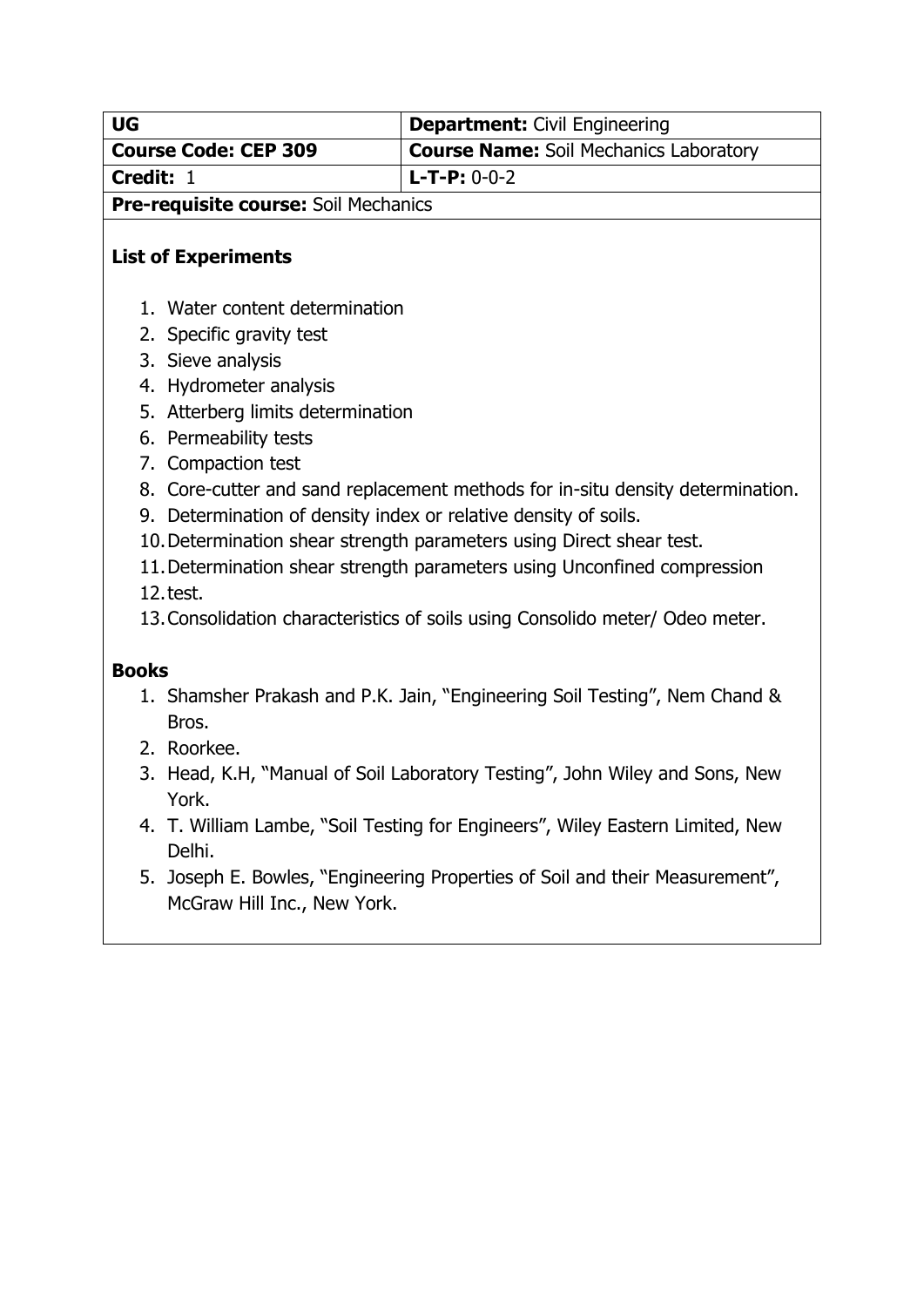| UG | **Department:** Civil Engineering |
|---|---|
| **Course Code: CEP 309** | **Course Name:** Soil Mechanics Laboratory |
| **Credit:** 1 | **L-T-P:** 0-0-2 |
| **Pre-requisite course:** Soil Mechanics | |

**List of Experiments**

1. Water content determination
2. Specific gravity test
3. Sieve analysis
4. Hydrometer analysis
5. Atterberg limits determination
6. Permeability tests
7. Compaction test
8. Core-cutter and sand replacement methods for in-situ density determination.
9. Determination of density index or relative density of soils.
10. Determination shear strength parameters using Direct shear test.
11. Determination shear strength parameters using Unconfined compression
12. test.
13. Consolidation characteristics of soils using Consolido meter/ Odeo meter.

**Books**

1. Shamsher Prakash and P.K. Jain, "Engineering Soil Testing", Nem Chand & Bros.
2. Roorkee.
3. Head, K.H, "Manual of Soil Laboratory Testing", John Wiley and Sons, New York.
4. T. William Lambe, "Soil Testing for Engineers", Wiley Eastern Limited, New Delhi.
5. Joseph E. Bowles, "Engineering Properties of Soil and their Measurement", McGraw Hill Inc., New York.